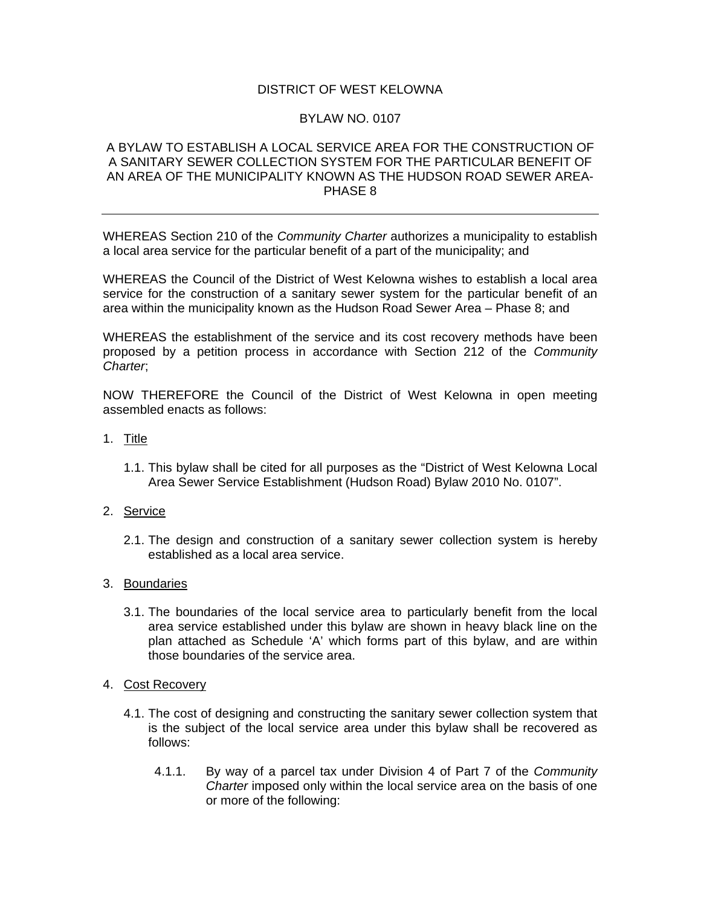# DISTRICT OF WEST KELOWNA

## BYLAW NO. 0107

### A BYLAW TO ESTABLISH A LOCAL SERVICE AREA FOR THE CONSTRUCTION OF A SANITARY SEWER COLLECTION SYSTEM FOR THE PARTICULAR BENEFIT OF AN AREA OF THE MUNICIPALITY KNOWN AS THE HUDSON ROAD SEWER AREA-PHASE 8

---

WHEREAS Section 210 of the *Community Charter* authorizes a municipality to establish a local area service for the particular benefit of a part of the municipality; and

WHEREAS the Council of the District of West Kelowna wishes to establish a local area service for the construction of a sanitary sewer system for the particular benefit of an area within the municipality known as the Hudson Road Sewer Area – Phase 8; and

WHEREAS the establishment of the service and its cost recovery methods have been proposed by a petition process in accordance with Section 212 of the *Community Charter*;

NOW THEREFORE the Council of the District of West Kelowna in open meeting assembled enacts as follows:

1. Title

   1.1. This bylaw shall be cited for all purposes as the "District of West Kelowna Local Area Sewer Service Establishment (Hudson Road) Bylaw 2010 No. 0107".

2. Service

   2.1. The design and construction of a sanitary sewer collection system is hereby established as a local area service.

3. Boundaries

   3.1. The boundaries of the local service area to particularly benefit from the local area service established under this bylaw are shown in heavy black line on the plan attached as Schedule 'A' which forms part of this bylaw, and are within those boundaries of the service area.

4. Cost Recovery

   4.1. The cost of designing and constructing the sanitary sewer collection system that is the subject of the local service area under this bylaw shall be recovered as follows:

      4.1.1. By way of a parcel tax under Division 4 of Part 7 of the *Community Charter* imposed only within the local service area on the basis of one or more of the following: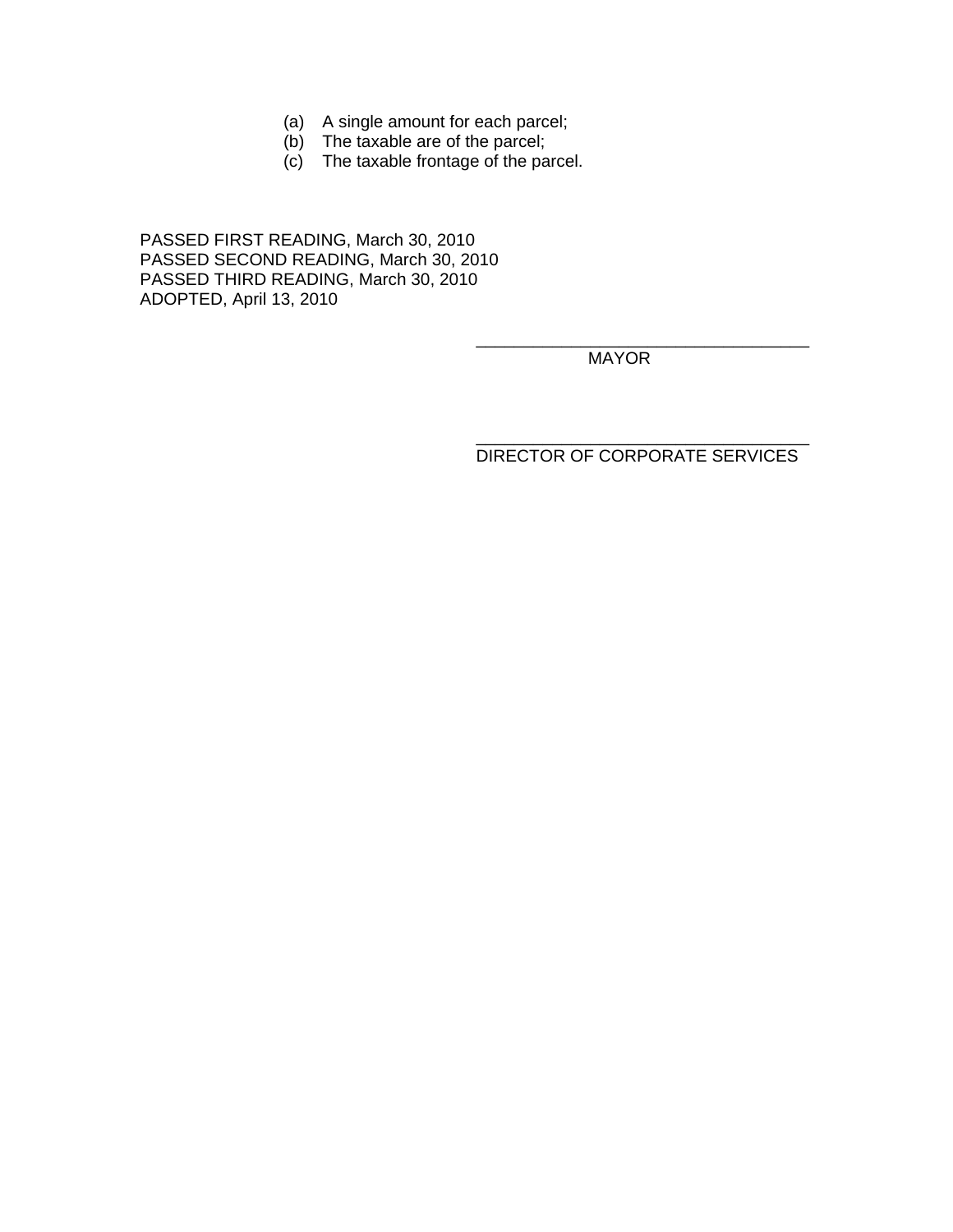(a) A single amount for each parcel;
(b) The taxable are of the parcel;
(c) The taxable frontage of the parcel.

PASSED FIRST READING, March 30, 2010
PASSED SECOND READING, March 30, 2010
PASSED THIRD READING, March 30, 2010
ADOPTED, April 13, 2010

\_\_\_\_\_\_\_\_\_\_\_\_\_\_\_\_\_\_\_\_\_\_\_\_\_\_\_\_\_\_\_\_\_\_\_\_
MAYOR

\_\_\_\_\_\_\_\_\_\_\_\_\_\_\_\_\_\_\_\_\_\_\_\_\_\_\_\_\_\_\_\_\_\_\_\_
DIRECTOR OF CORPORATE SERVICES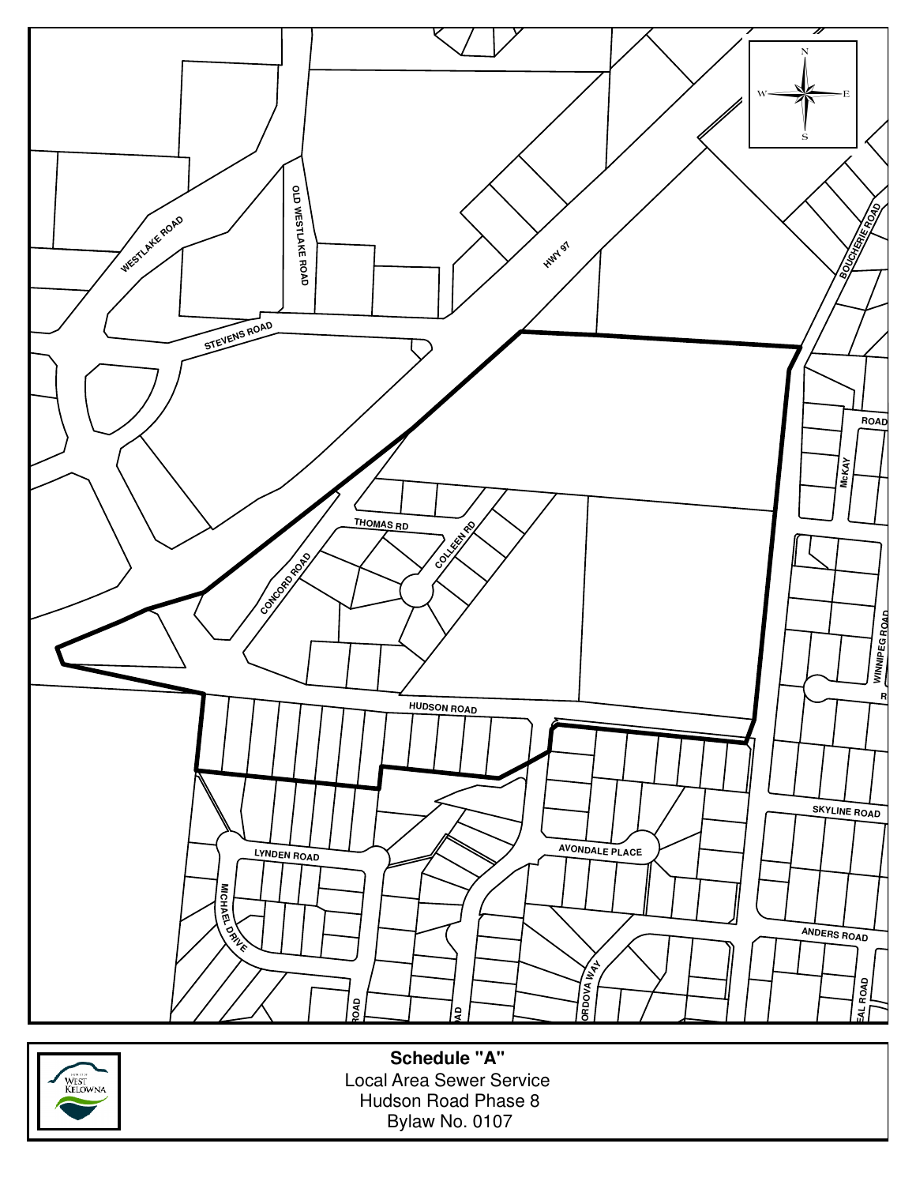WESTLAKE ROAD

OLD WESTLAKE ROAD

STEVENS ROAD

HWY 97

BOUCHERIE ROAD

ROAD

McKAY

THOMAS RD

COLLEEN RD

CONCORD ROAD

WINNIPEG ROAD

HUDSON ROAD

SKYLINE ROAD

LYNDEN ROAD

AVONDALE PLACE

MICHAEL DRIVE

ANDERS ROAD

ORDOVA WAY

**Schedule "A"**

Local Area Sewer Service

Hudson Road Phase 8

Bylaw No. 0107